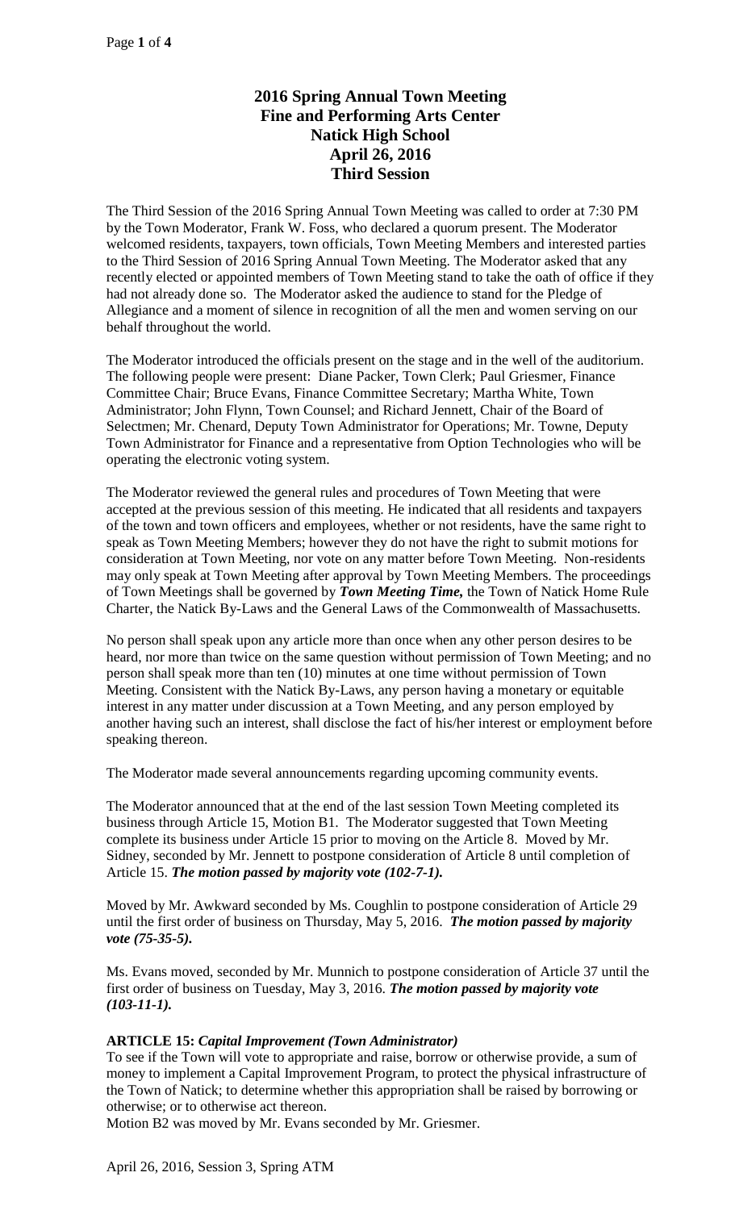# 2016 Spring Annual Town Meeting
## Fine and Performing Arts Center
## Natick High School
## April 26, 2016
## Third Session

The Third Session of the 2016 Spring Annual Town Meeting was called to order at 7:30 PM by the Town Moderator, Frank W. Foss, who declared a quorum present. The Moderator welcomed residents, taxpayers, town officials, Town Meeting Members and interested parties to the Third Session of 2016 Spring Annual Town Meeting. The Moderator asked that any recently elected or appointed members of Town Meeting stand to take the oath of office if they had not already done so. The Moderator asked the audience to stand for the Pledge of Allegiance and a moment of silence in recognition of all the men and women serving on our behalf throughout the world.

The Moderator introduced the officials present on the stage and in the well of the auditorium. The following people were present: Diane Packer, Town Clerk; Paul Griesmer, Finance Committee Chair; Bruce Evans, Finance Committee Secretary; Martha White, Town Administrator; John Flynn, Town Counsel; and Richard Jennett, Chair of the Board of Selectmen; Mr. Chenard, Deputy Town Administrator for Operations; Mr. Towne, Deputy Town Administrator for Finance and a representative from Option Technologies who will be operating the electronic voting system.

The Moderator reviewed the general rules and procedures of Town Meeting that were accepted at the previous session of this meeting. He indicated that all residents and taxpayers of the town and town officers and employees, whether or not residents, have the same right to speak as Town Meeting Members; however they do not have the right to submit motions for consideration at Town Meeting, nor vote on any matter before Town Meeting. Non-residents may only speak at Town Meeting after approval by Town Meeting Members. The proceedings of Town Meetings shall be governed by ***Town Meeting Time,*** the Town of Natick Home Rule Charter, the Natick By-Laws and the General Laws of the Commonwealth of Massachusetts.

No person shall speak upon any article more than once when any other person desires to be heard, nor more than twice on the same question without permission of Town Meeting; and no person shall speak more than ten (10) minutes at one time without permission of Town Meeting. Consistent with the Natick By-Laws, any person having a monetary or equitable interest in any matter under discussion at a Town Meeting, and any person employed by another having such an interest, shall disclose the fact of his/her interest or employment before speaking thereon.

The Moderator made several announcements regarding upcoming community events.

The Moderator announced that at the end of the last session Town Meeting completed its business through Article 15, Motion B1. The Moderator suggested that Town Meeting complete its business under Article 15 prior to moving on the Article 8. Moved by Mr. Sidney, seconded by Mr. Jennett to postpone consideration of Article 8 until completion of Article 15. ***The motion passed by majority vote (102-7-1).***

Moved by Mr. Awkward seconded by Ms. Coughlin to postpone consideration of Article 29 until the first order of business on Thursday, May 5, 2016. ***The motion passed by majority vote (75-35-5).***

Ms. Evans moved, seconded by Mr. Munnich to postpone consideration of Article 37 until the first order of business on Tuesday, May 3, 2016. ***The motion passed by majority vote (103-11-1).***

**ARTICLE 15: *Capital Improvement (Town Administrator)***

To see if the Town will vote to appropriate and raise, borrow or otherwise provide, a sum of money to implement a Capital Improvement Program, to protect the physical infrastructure of the Town of Natick; to determine whether this appropriation shall be raised by borrowing or otherwise; or to otherwise act thereon.

Motion B2 was moved by Mr. Evans seconded by Mr. Griesmer.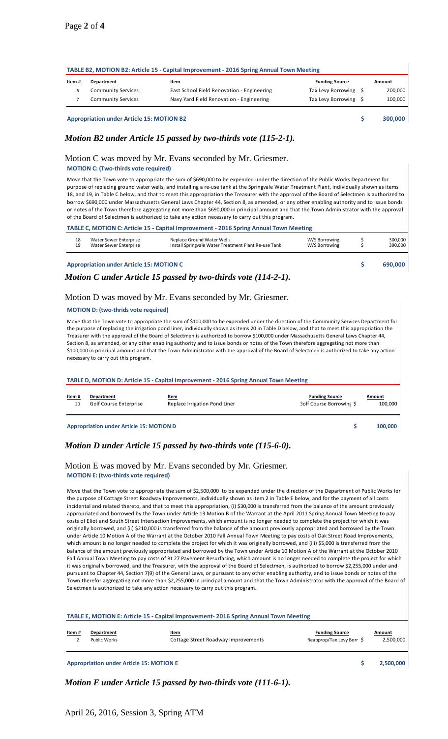**TABLE B2, MOTION B2: Article 15 - Capital Improvement - 2016 Spring Annual Town Meeting**

| Item # | Department | Item | Funding Source | Amount |
|---|---|---|---|---|
| 6 | Community Services | East School Field Renovation - Engineering | Tax Levy Borrowing | $ 200,000 |
| 7 | Community Services | Navy Yard Field Renovation - Engineering | Tax Levy Borrowing | $ 100,000 |
| **Appropriation under Article 15: MOTION B2** | | | | **$ 300,000** |

***Motion B2 under Article 15 passed by two-thirds vote (115-2-1).***

Motion C was moved by Mr. Evans seconded by Mr. Griesmer.

**MOTION C: (Two-thirds vote required)**

Move that the Town vote to appropriate the sum of $690,000 to be expended under the direction of the Public Works Department for purpose of replacing ground water wells, and installing a re-use tank at the Springvale Water Treatment Plant, individually shown as items 18, and 19, in Table C below, and that to meet this appropriation the Treasurer with the approval of the Board of Selectmen is authorized to borrow $690,000 under Massachusetts General Laws Chapter 44, Section 8, as amended, or any other enabling authority and to issue bonds or notes of the Town therefore aggregating not more than $690,000 in principal amount and that the Town Administrator with the approval of the Board of Selectmen is authorized to take any action necessary to carry out this program.

**TABLE C, MOTION C: Article 15 - Capital Improvement - 2016 Spring Annual Town Meeting**

| Item # | Department | Item | Funding Source | Amount |
|---|---|---|---|---|
| 18 | Water Sewer Enterprise | Replace Ground Water Wells | W/S Borrowing | $ 300,000 |
| 19 | Water Sewer Enterprise | Install Springvale Water Treatment Plant Re-use Tank | W/S Borrowing | $ 390,000 |
| **Appropriation under Article 15: MOTION C** | | | | **$ 690,000** |

***Motion C under Article 15 passed by two-thirds vote (114-2-1).***

Motion D was moved by Mr. Evans seconded by Mr. Griesmer.

**MOTION D: (two-thrids vote required)**

Move that the Town vote to appropriate the sum of $100,000 to be expended under the direction of the Community Services Department for the purpose of replacing the irrigation pond liner, individually shown as items 20 in Table D below, and that to meet this appropriation the Treasurer with the approval of the Board of Selectmen is authorized to borrow $100,000 under Massachusetts General Laws Chapter 44, Section 8, as amended, or any other enabling authority and to issue bonds or notes of the Town therefore aggregating not more than $100,000 in principal amount and that the Town Administrator with the approval of the Board of Selectmen is authorized to take any action necessary to carry out this program.

**TABLE D, MOTION D: Article 15 - Capital Improvement - 2016 Spring Annual Town Meeting**

| Item # | Department | Item | Funding Source | Amount |
|---|---|---|---|---|
| 20 | Golf Course Enterprise | Replace Irrigation Pond Liner | Golf Course Borrowing $ | 100,000 |
| **Appropriation under Article 15: MOTION D** | | | | **$ 100,000** |

***Motion D under Article 15 passed by two-thirds vote (115-6-0).***

Motion E was moved by Mr. Evans seconded by Mr. Griesmer.

**MOTION E: (two-thirds vote required)**

Move that the Town vote to appropriate the sum of $2,500,000 to be expended under the direction of the Department of Public Works for the purpose of Cottage Street Roadway Improvements, individually shown as item 2 in Table E below, and for the payment of all costs incidental and related thereto, and that to meet this appropriation, (i) $30,000 is transferred from the balance of the amount previously appropriated and borrowed by the Town under Article 13 Motion B of the Warrant at the April 2011 Spring Annual Town Meeting to pay costs of Eliot and South Street Intersection Improvements, which amount is no longer needed to complete the project for which it was originally borrowed, and (ii) $210,000 is transferred from the balance of the amount previously appropriated and borrowed by the Town under Article 10 Motion A of the Warrant at the October 2010 Fall Annual Town Meeting to pay costs of Oak Street Road Improvements, which amount is no longer needed to complete the project for which it was originally borrowed, and (iii) $5,000 is transferred from the balance of the amount previously appropriated and borrowed by the Town under Article 10 Motion A of the Warrant at the October 2010 Fall Annual Town Meeting to pay costs of Rt 27 Pavement Resurfacing, which amount is no longer needed to complete the project for which it was originally borrowed, and the Treasurer, with the approval of the Board of Selectmen, is authorized to borrow $2,255,000 under and pursuant to Chapter 44, Section 7(9) of the General Laws, or pursuant to any other enabling authority, and to issue bonds or notes of the Town therefor aggregating not more than $2,255,000 in principal amount and that the Town Administrator with the approval of the Board of Selectmen is authorized to take any action necessary to carry out this program.

**TABLE E, MOTION E: Article 15 - Capital Improvement- 2016 Spring Annual Town Meeting**

| Item # | Department | Item | Funding Source | Amount |
|---|---|---|---|---|
| 2 | Public Works | Cottage Street Roadway Improvements | Reapprop/Tax Levy Borr $ | 2,500,000 |
| **Appropriation under Article 15: MOTION E** | | | | **$ 2,500,000** |

***Motion E under Article 15 passed by two-thirds vote (111-6-1).***

April 26, 2016, Session 3, Spring ATM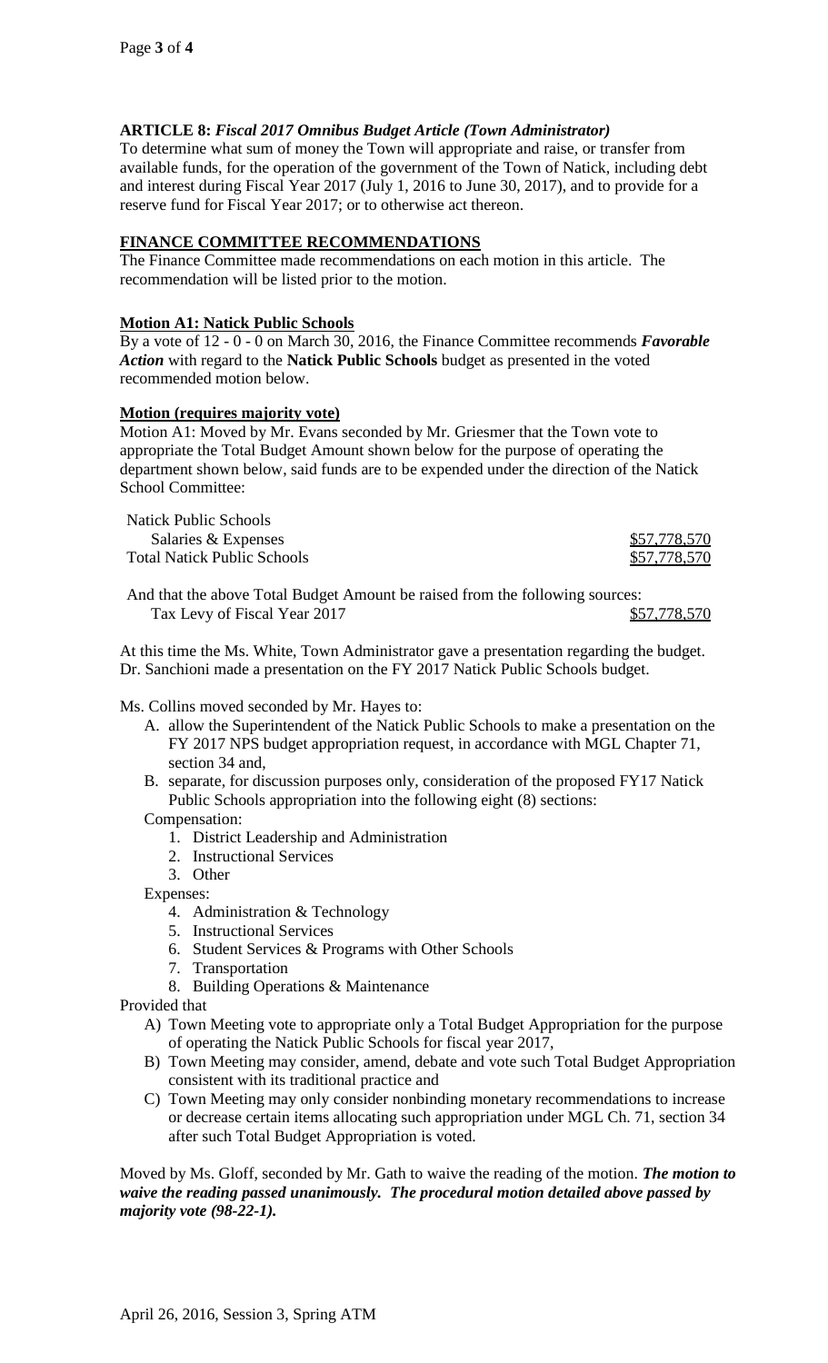**ARTICLE 8:** ***Fiscal 2017 Omnibus Budget Article (Town Administrator)***
To determine what sum of money the Town will appropriate and raise, or transfer from available funds, for the operation of the government of the Town of Natick, including debt and interest during Fiscal Year 2017 (July 1, 2016 to June 30, 2017), and to provide for a reserve fund for Fiscal Year 2017; or to otherwise act thereon.

**FINANCE COMMITTEE RECOMMENDATIONS**
The Finance Committee made recommendations on each motion in this article. The recommendation will be listed prior to the motion.

**Motion A1: Natick Public Schools**
By a vote of 12 - 0 - 0 on March 30, 2016, the Finance Committee recommends ***Favorable Action*** with regard to the **Natick Public Schools** budget as presented in the voted recommended motion below.

**Motion (requires majority vote)**
Motion A1: Moved by Mr. Evans seconded by Mr. Griesmer that the Town vote to appropriate the Total Budget Amount shown below for the purpose of operating the department shown below, said funds are to be expended under the direction of the Natick School Committee:

| | |
|---|---|
| Natick Public Schools | |
| Salaries & Expenses | $57,778,570 |
| Total Natick Public Schools | $57,778,570 |

And that the above Total Budget Amount be raised from the following sources:

| | |
|---|---|
| Tax Levy of Fiscal Year 2017 | $57,778,570 |

At this time the Ms. White, Town Administrator gave a presentation regarding the budget. Dr. Sanchioni made a presentation on the FY 2017 Natick Public Schools budget.

Ms. Collins moved seconded by Mr. Hayes to:

A. allow the Superintendent of the Natick Public Schools to make a presentation on the FY 2017 NPS budget appropriation request, in accordance with MGL Chapter 71, section 34 and,
B. separate, for discussion purposes only, consideration of the proposed FY17 Natick Public Schools appropriation into the following eight (8) sections:

Compensation:
1. District Leadership and Administration
2. Instructional Services
3. Other

Expenses:
4. Administration & Technology
5. Instructional Services
6. Student Services & Programs with Other Schools
7. Transportation
8. Building Operations & Maintenance

Provided that

A) Town Meeting vote to appropriate only a Total Budget Appropriation for the purpose of operating the Natick Public Schools for fiscal year 2017,
B) Town Meeting may consider, amend, debate and vote such Total Budget Appropriation consistent with its traditional practice and
C) Town Meeting may only consider nonbinding monetary recommendations to increase or decrease certain items allocating such appropriation under MGL Ch. 71, section 34 after such Total Budget Appropriation is voted.

Moved by Ms. Gloff, seconded by Mr. Gath to waive the reading of the motion. ***The motion to waive the reading passed unanimously. The procedural motion detailed above passed by majority vote (98-22-1).***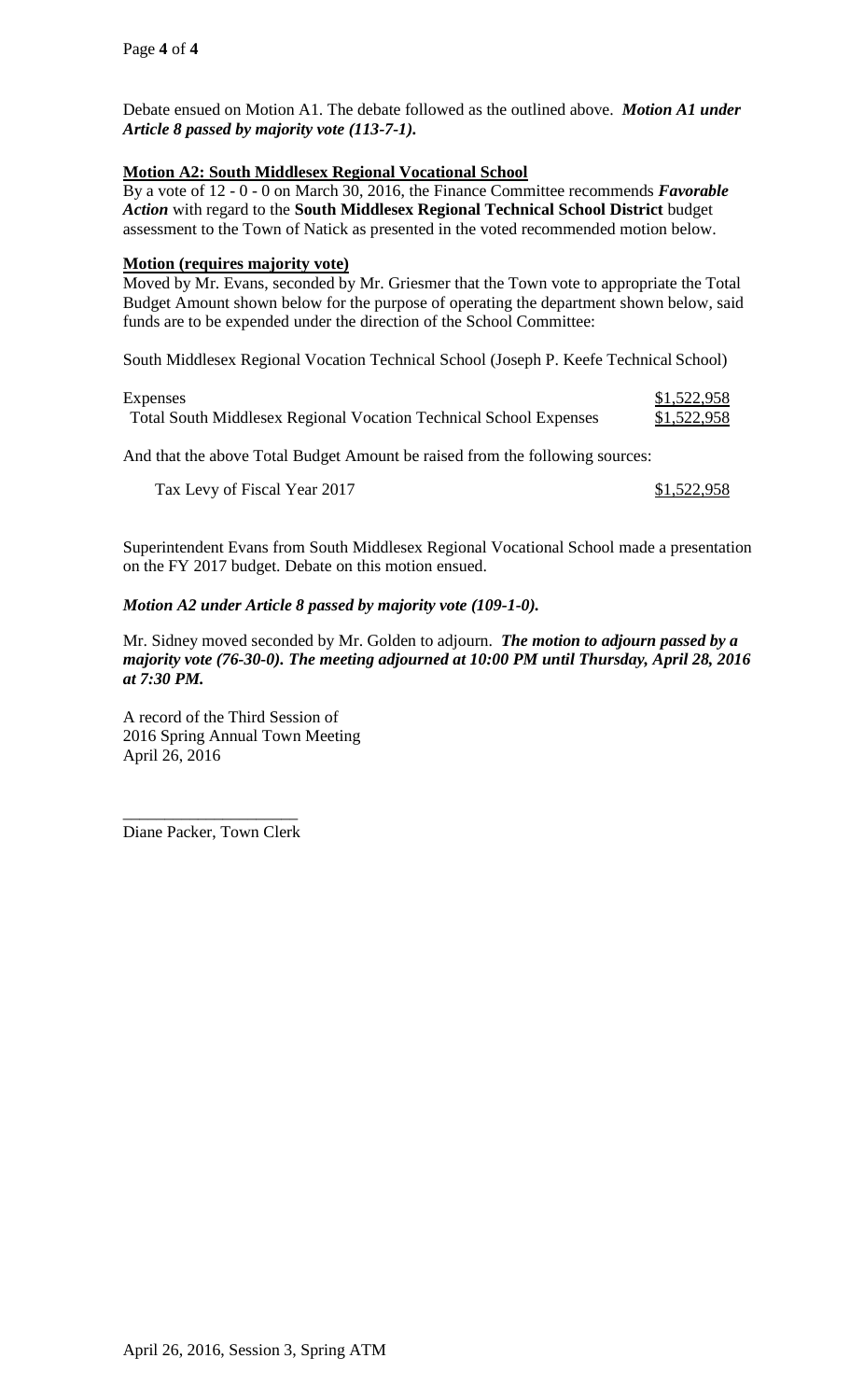Debate ensued on Motion A1. The debate followed as the outlined above. ***Motion A1 under Article 8 passed by majority vote (113-7-1).***

**Motion A2: South Middlesex Regional Vocational School**

By a vote of 12 - 0 - 0 on March 30, 2016, the Finance Committee recommends ***Favorable Action*** with regard to the **South Middlesex Regional Technical School District** budget assessment to the Town of Natick as presented in the voted recommended motion below.

**Motion (requires majority vote)**

Moved by Mr. Evans, seconded by Mr. Griesmer that the Town vote to appropriate the Total Budget Amount shown below for the purpose of operating the department shown below, said funds are to be expended under the direction of the School Committee:

South Middlesex Regional Vocation Technical School (Joseph P. Keefe Technical School)

| | |
|---|---|
| Expenses | $1,522,958 |
| Total South Middlesex Regional Vocation Technical School Expenses | $1,522,958 |

And that the above Total Budget Amount be raised from the following sources:

| | |
|---|---|
| Tax Levy of Fiscal Year 2017 | $1,522,958 |

Superintendent Evans from South Middlesex Regional Vocational School made a presentation on the FY 2017 budget. Debate on this motion ensued.

***Motion A2 under Article 8 passed by majority vote (109-1-0).***

Mr. Sidney moved seconded by Mr. Golden to adjourn. ***The motion to adjourn passed by a majority vote (76-30-0). The meeting adjourned at 10:00 PM until Thursday, April 28, 2016 at 7:30 PM.***

A record of the Third Session of
2016 Spring Annual Town Meeting
April 26, 2016

\_\_\_\_\_\_\_\_\_\_\_\_\_\_\_\_\_\_\_\_\_

Diane Packer, Town Clerk